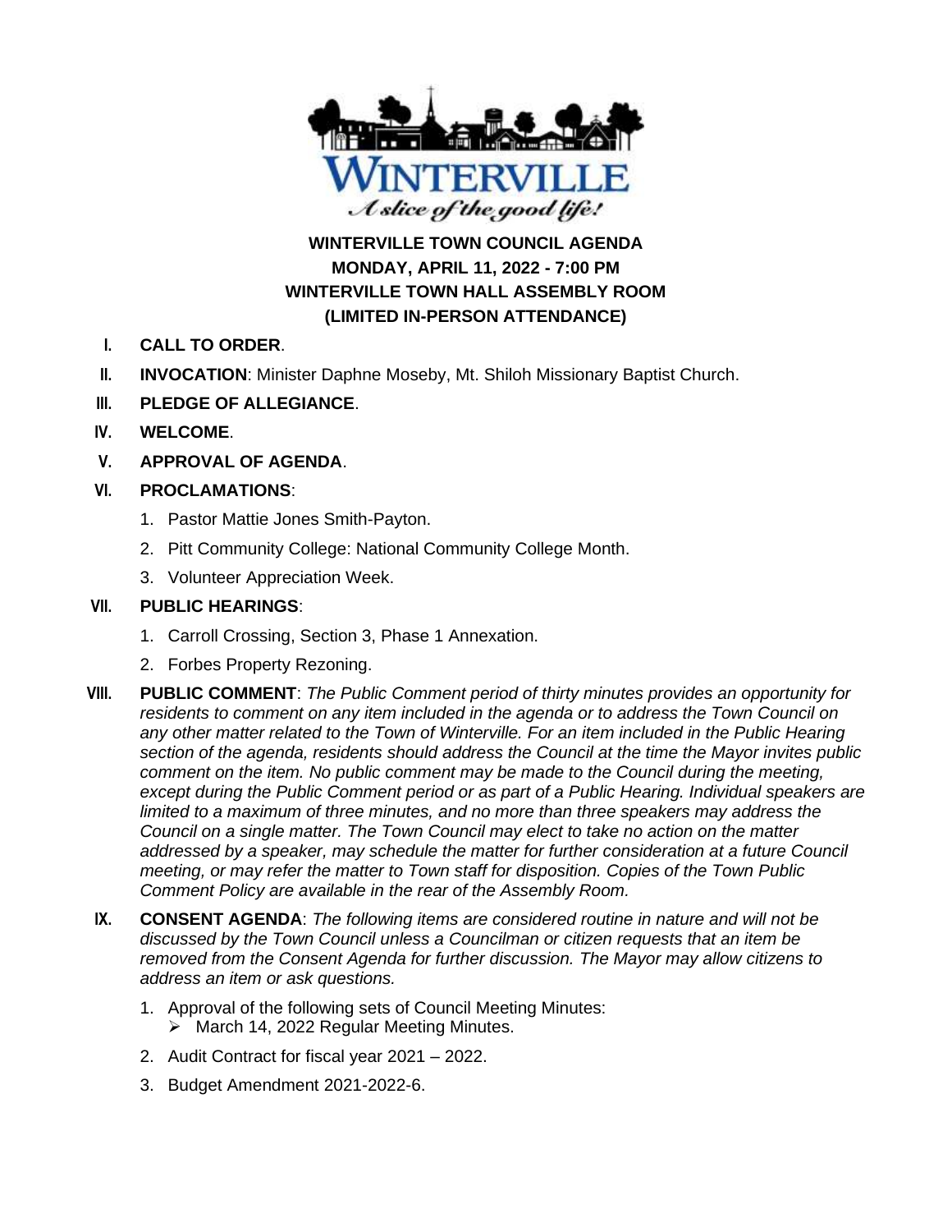# WINTERVILLE TOWN COUNCIL AGENDA
## MONDAY, APRIL 11, 2022 - 7:00 PM
## WINTERVILLE TOWN HALL ASSEMBLY ROOM
## (LIMITED IN-PERSON ATTENDANCE)

I. **CALL TO ORDER**.

II. **INVOCATION**: Minister Daphne Moseby, Mt. Shiloh Missionary Baptist Church.

III. **PLEDGE OF ALLEGIANCE**.

IV. **WELCOME**.

V. **APPROVAL OF AGENDA**.

VI. **PROCLAMATIONS**:

1. Pastor Mattie Jones Smith-Payton.
2. Pitt Community College: National Community College Month.
3. Volunteer Appreciation Week.

VII. **PUBLIC HEARINGS**:

1. Carroll Crossing, Section 3, Phase 1 Annexation.
2. Forbes Property Rezoning.

VIII. **PUBLIC COMMENT**: *The Public Comment period of thirty minutes provides an opportunity for residents to comment on any item included in the agenda or to address the Town Council on any other matter related to the Town of Winterville. For an item included in the Public Hearing section of the agenda, residents should address the Council at the time the Mayor invites public comment on the item. No public comment may be made to the Council during the meeting, except during the Public Comment period or as part of a Public Hearing. Individual speakers are limited to a maximum of three minutes, and no more than three speakers may address the Council on a single matter. The Town Council may elect to take no action on the matter addressed by a speaker, may schedule the matter for further consideration at a future Council meeting, or may refer the matter to Town staff for disposition. Copies of the Town Public Comment Policy are available in the rear of the Assembly Room.*

IX. **CONSENT AGENDA**: *The following items are considered routine in nature and will not be discussed by the Town Council unless a Councilman or citizen requests that an item be removed from the Consent Agenda for further discussion. The Mayor may allow citizens to address an item or ask questions.*

1. Approval of the following sets of Council Meeting Minutes:
   - March 14, 2022 Regular Meeting Minutes.
2. Audit Contract for fiscal year 2021 – 2022.
3. Budget Amendment 2021-2022-6.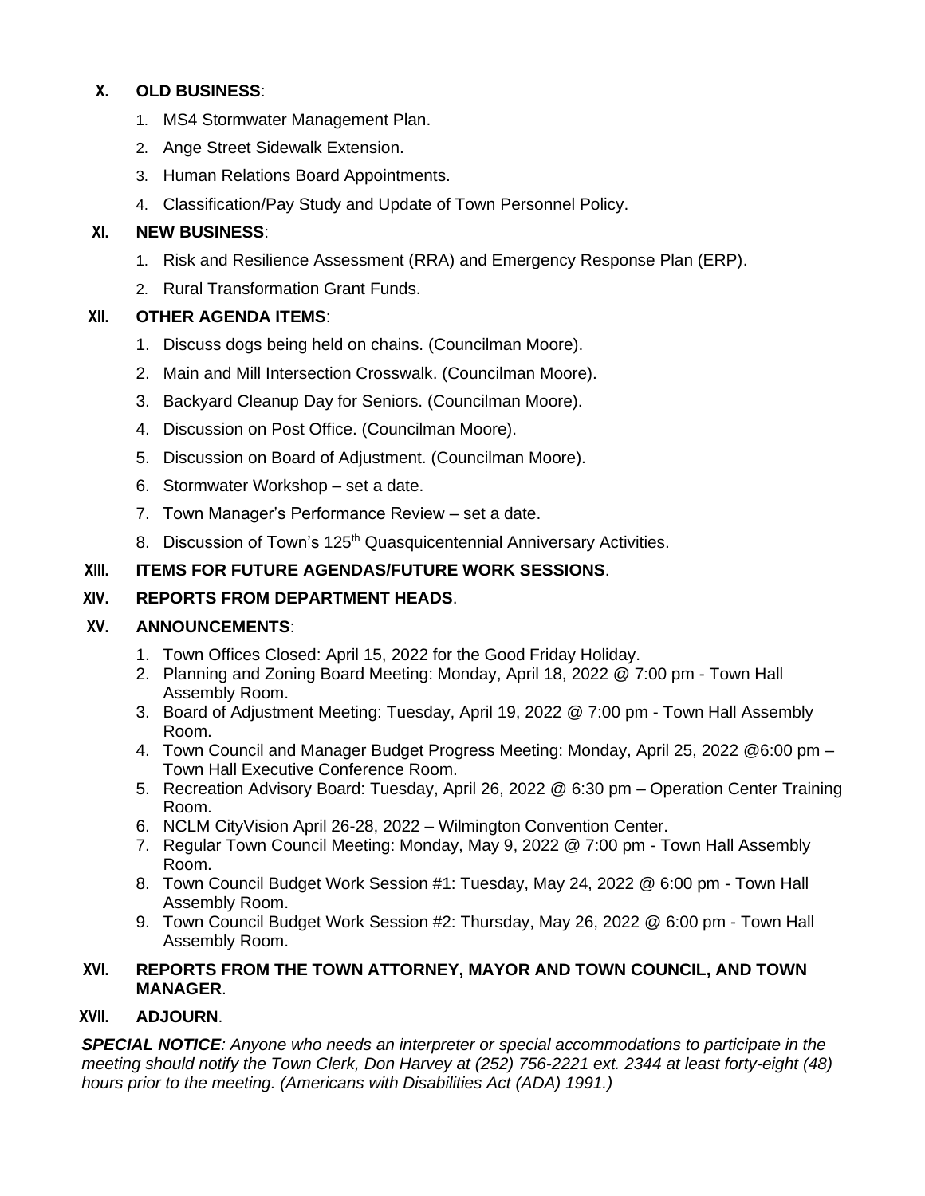## X. OLD BUSINESS:

1. MS4 Stormwater Management Plan.
2. Ange Street Sidewalk Extension.
3. Human Relations Board Appointments.
4. Classification/Pay Study and Update of Town Personnel Policy.

## XI. NEW BUSINESS:

1. Risk and Resilience Assessment (RRA) and Emergency Response Plan (ERP).
2. Rural Transformation Grant Funds.

## XII. OTHER AGENDA ITEMS:

1. Discuss dogs being held on chains. (Councilman Moore).
2. Main and Mill Intersection Crosswalk. (Councilman Moore).
3. Backyard Cleanup Day for Seniors. (Councilman Moore).
4. Discussion on Post Office. (Councilman Moore).
5. Discussion on Board of Adjustment. (Councilman Moore).
6. Stormwater Workshop – set a date.
7. Town Manager's Performance Review – set a date.
8. Discussion of Town's 125th Quasquicentennial Anniversary Activities.

## XIII. ITEMS FOR FUTURE AGENDAS/FUTURE WORK SESSIONS.

## XIV. REPORTS FROM DEPARTMENT HEADS.

## XV. ANNOUNCEMENTS:

1. Town Offices Closed: April 15, 2022 for the Good Friday Holiday.
2. Planning and Zoning Board Meeting: Monday, April 18, 2022 @ 7:00 pm - Town Hall Assembly Room.
3. Board of Adjustment Meeting: Tuesday, April 19, 2022 @ 7:00 pm - Town Hall Assembly Room.
4. Town Council and Manager Budget Progress Meeting: Monday, April 25, 2022 @6:00 pm – Town Hall Executive Conference Room.
5. Recreation Advisory Board: Tuesday, April 26, 2022 @ 6:30 pm – Operation Center Training Room.
6. NCLM CityVision April 26-28, 2022 – Wilmington Convention Center.
7. Regular Town Council Meeting: Monday, May 9, 2022 @ 7:00 pm - Town Hall Assembly Room.
8. Town Council Budget Work Session #1: Tuesday, May 24, 2022 @ 6:00 pm - Town Hall Assembly Room.
9. Town Council Budget Work Session #2: Thursday, May 26, 2022 @ 6:00 pm - Town Hall Assembly Room.

## XVI. REPORTS FROM THE TOWN ATTORNEY, MAYOR AND TOWN COUNCIL, AND TOWN MANAGER.

## XVII. ADJOURN.

***SPECIAL NOTICE****: Anyone who needs an interpreter or special accommodations to participate in the meeting should notify the Town Clerk, Don Harvey at (252) 756-2221 ext. 2344 at least forty-eight (48) hours prior to the meeting. (Americans with Disabilities Act (ADA) 1991.)*